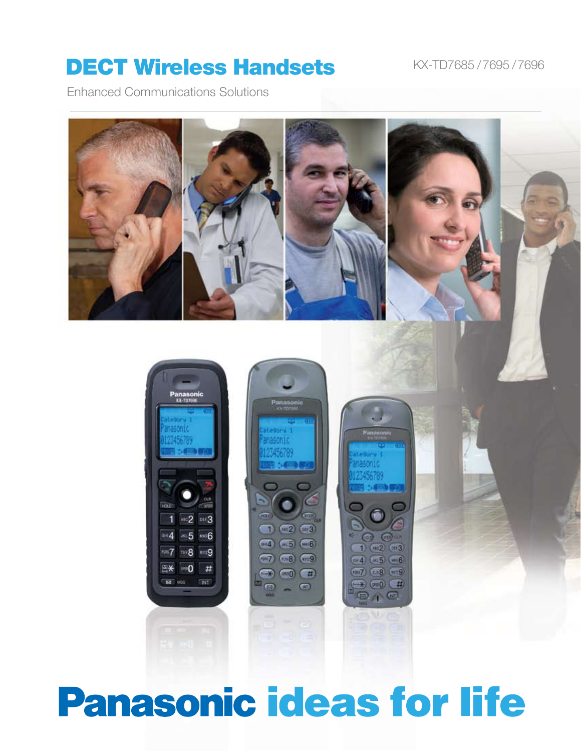# DECT Wireless Handsets

KX-TD7685 / 7695 / 7696

Enhanced Communications Solutions

**Panasonic ideas for life**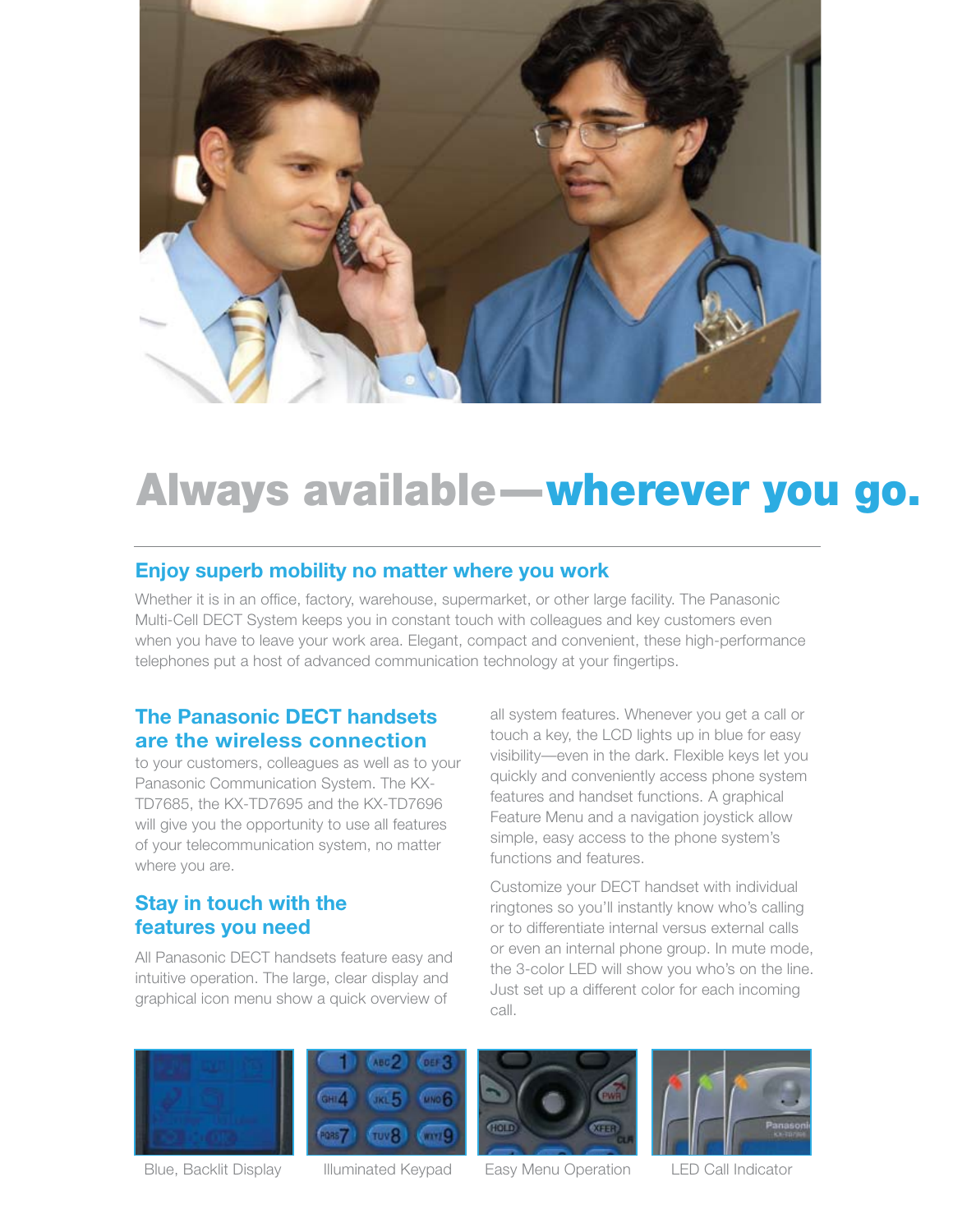# Always available—wherever you go.

## Enjoy superb mobility no matter where you work

Whether it is in an office, factory, warehouse, supermarket, or other large facility. The Panasonic Multi-Cell DECT System keeps you in constant touch with colleagues and key customers even when you have to leave your work area. Elegant, compact and convenient, these high-performance telephones put a host of advanced communication technology at your fingertips.

## The Panasonic DECT handsets are the wireless connection

to your customers, colleagues as well as to your Panasonic Communication System. The KX-TD7685, the KX-TD7695 and the KX-TD7696 will give you the opportunity to use all features of your telecommunication system, no matter where you are.

## Stay in touch with the features you need

All Panasonic DECT handsets feature easy and intuitive operation. The large, clear display and graphical icon menu show a quick overview of all system features. Whenever you get a call or touch a key, the LCD lights up in blue for easy visibility—even in the dark. Flexible keys let you quickly and conveniently access phone system features and handset functions. A graphical Feature Menu and a navigation joystick allow simple, easy access to the phone system's functions and features.

Customize your DECT handset with individual ringtones so you'll instantly know who's calling or to differentiate internal versus external calls or even an internal phone group. In mute mode, the 3-color LED will show you who's on the line. Just set up a different color for each incoming call.

Blue, Backlit Display

Illuminated Keypad

Easy Menu Operation

LED Call Indicator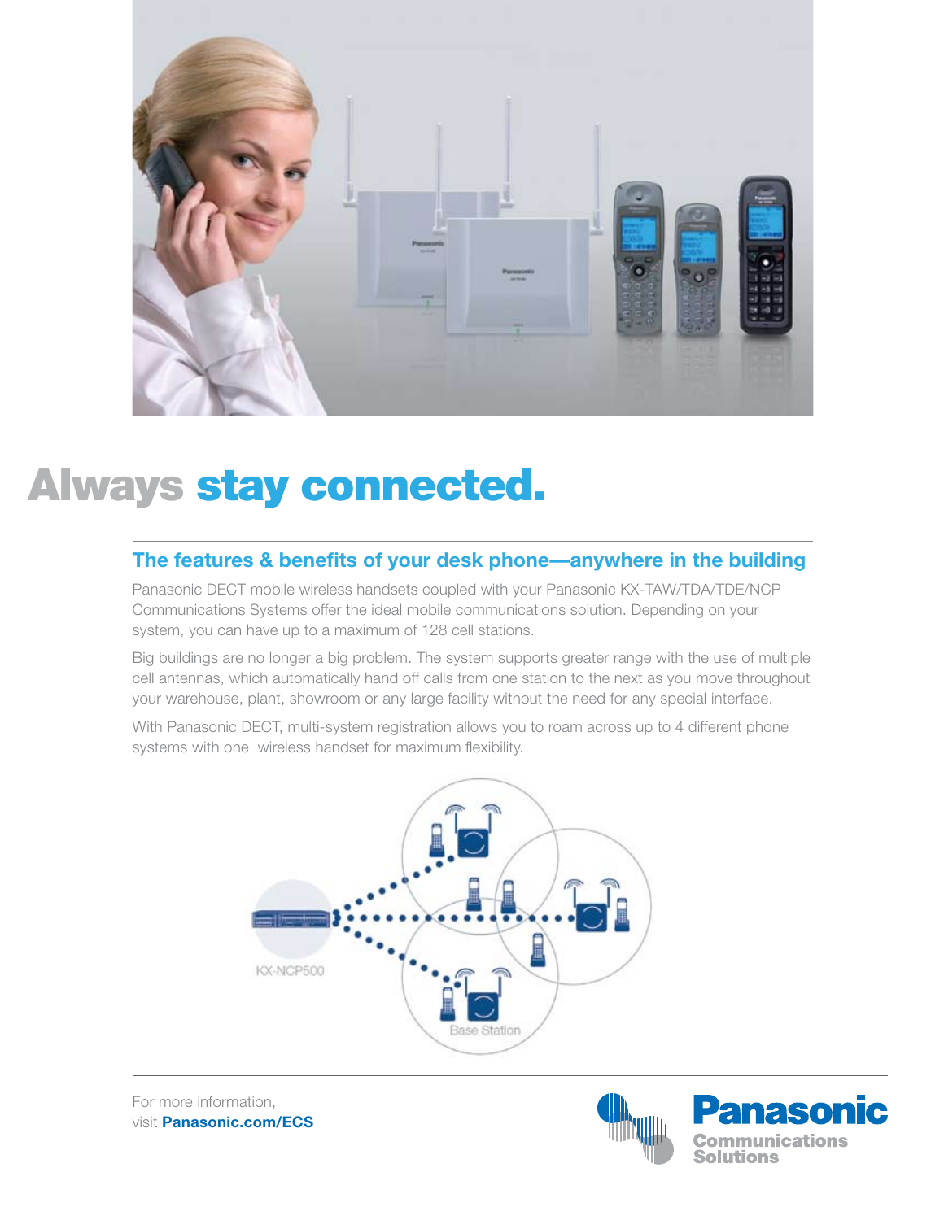# Always stay connected.

## The features & benefits of your desk phone—anywhere in the building

Panasonic DECT mobile wireless handsets coupled with your Panasonic KX-TAW/TDA/TDE/NCP Communications Systems offer the ideal mobile communications solution. Depending on your system, you can have up to a maximum of 128 cell stations.

Big buildings are no longer a big problem. The system supports greater range with the use of multiple cell antennas, which automatically hand off calls from one station to the next as you move throughout your warehouse, plant, showroom or any large facility without the need for any special interface.

With Panasonic DECT, multi-system registration allows you to roam across up to 4 different phone systems with one wireless handset for maximum flexibility.

KX-NCP500

Base Station

For more information, visit **Panasonic.com/ECS**

**Panasonic** Communications Solutions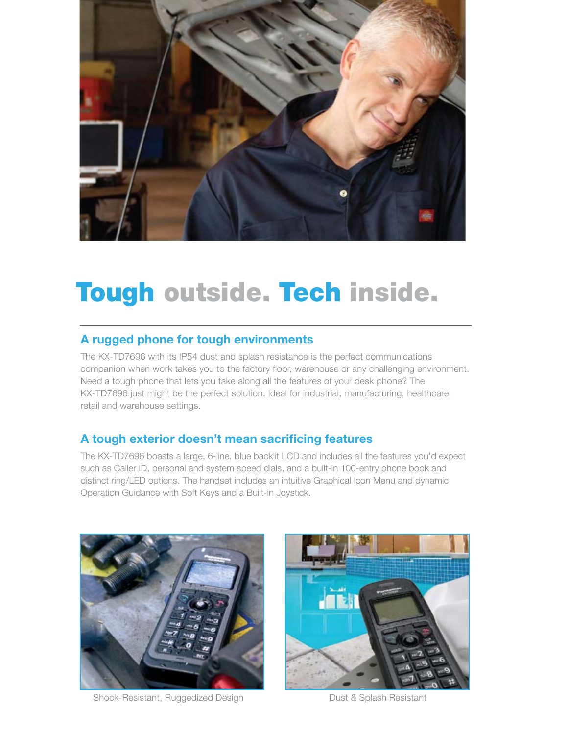# Tough outside. Tech inside.

## A rugged phone for tough environments

The KX-TD7696 with its IP54 dust and splash resistance is the perfect communications companion when work takes you to the factory floor, warehouse or any challenging environment. Need a tough phone that lets you take along all the features of your desk phone? The KX-TD7696 just might be the perfect solution. Ideal for industrial, manufacturing, healthcare, retail and warehouse settings.

## A tough exterior doesn't mean sacrificing features

The KX-TD7696 boasts a large, 6-line, blue backlit LCD and includes all the features you'd expect such as Caller ID, personal and system speed dials, and a built-in 100-entry phone book and distinct ring/LED options. The handset includes an intuitive Graphical Icon Menu and dynamic Operation Guidance with Soft Keys and a Built-in Joystick.

Shock-Resistant, Ruggedized Design

Dust & Splash Resistant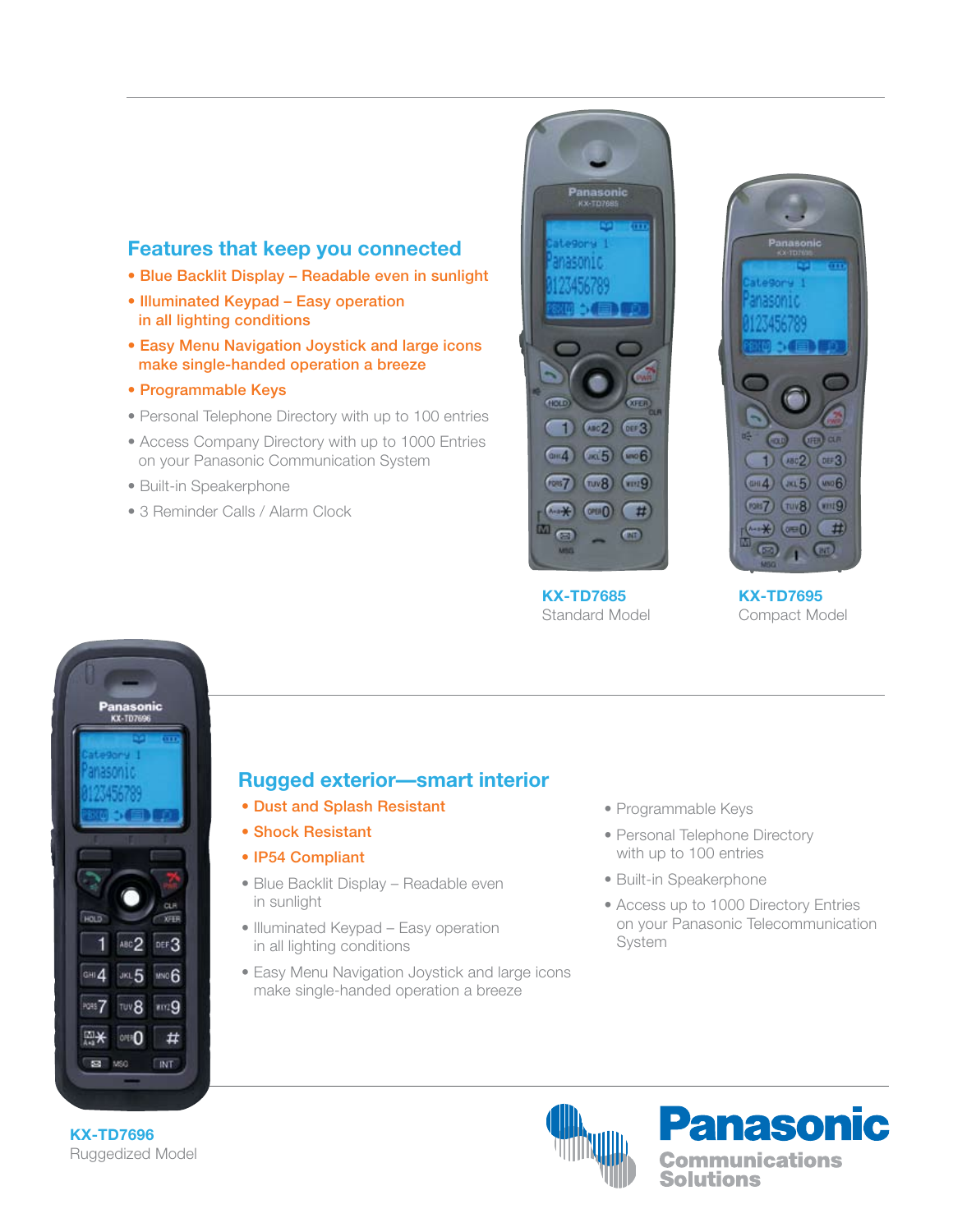## Features that keep you connected

- **Blue Backlit Display – Readable even in sunlight**
- **Illuminated Keypad – Easy operation in all lighting conditions**
- **Easy Menu Navigation Joystick and large icons make single-handed operation a breeze**
- **Programmable Keys**
- Personal Telephone Directory with up to 100 entries
- Access Company Directory with up to 1000 Entries on your Panasonic Communication System
- Built-in Speakerphone
- 3 Reminder Calls / Alarm Clock

**KX-TD7685**
Standard Model

**KX-TD7695**
Compact Model

## Rugged exterior—smart interior

- **Dust and Splash Resistant**
- **Shock Resistant**
- **IP54 Compliant**
- Blue Backlit Display – Readable even in sunlight
- Illuminated Keypad – Easy operation in all lighting conditions
- Easy Menu Navigation Joystick and large icons make single-handed operation a breeze
- Programmable Keys
- Personal Telephone Directory with up to 100 entries
- Built-in Speakerphone
- Access up to 1000 Directory Entries on your Panasonic Telecommunication System

**KX-TD7696**
Ruggedized Model

Panasonic
Communications Solutions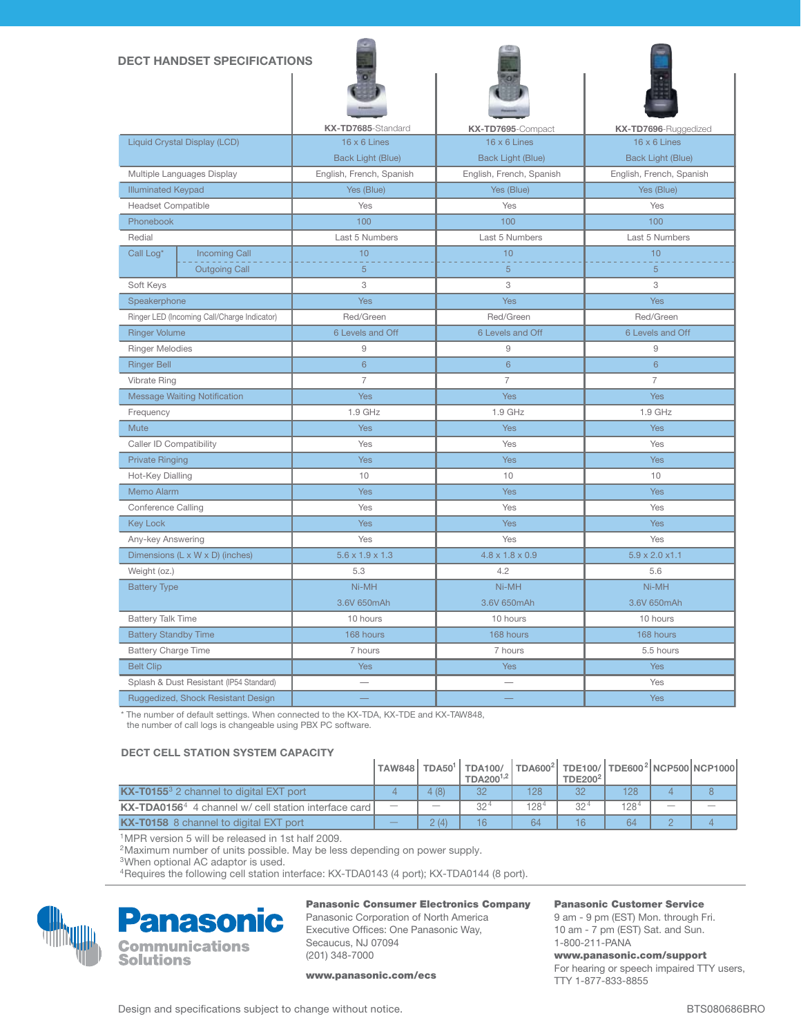## DECT HANDSET SPECIFICATIONS

| | | KX-TD7685-Standard | KX-TD7695-Compact | KX-TD7696-Ruggedized |
|---|---|---|---|---|
| Liquid Crystal Display (LCD) | | 16 x 6 Lines<br>Back Light (Blue) | 16 x 6 Lines<br>Back Light (Blue) | 16 x 6 Lines<br>Back Light (Blue) |
| Multiple Languages Display | | English, French, Spanish | English, French, Spanish | English, French, Spanish |
| Illuminated Keypad | | Yes (Blue) | Yes (Blue) | Yes (Blue) |
| Headset Compatible | | Yes | Yes | Yes |
| Phonebook | | 100 | 100 | 100 |
| Redial | | Last 5 Numbers | Last 5 Numbers | Last 5 Numbers |
| Call Log* | Incoming Call | 10 | 10 | 10 |
| | Outgoing Call | 5 | 5 | 5 |
| Soft Keys | | 3 | 3 | 3 |
| Speakerphone | | Yes | Yes | Yes |
| Ringer LED (Incoming Call/Charge Indicator) | | Red/Green | Red/Green | Red/Green |
| Ringer Volume | | 6 Levels and Off | 6 Levels and Off | 6 Levels and Off |
| Ringer Melodies | | 9 | 9 | 9 |
| Ringer Bell | | 6 | 6 | 6 |
| Vibrate Ring | | 7 | 7 | 7 |
| Message Waiting Notification | | Yes | Yes | Yes |
| Frequency | | 1.9 GHz | 1.9 GHz | 1.9 GHz |
| Mute | | Yes | Yes | Yes |
| Caller ID Compatibility | | Yes | Yes | Yes |
| Private Ringing | | Yes | Yes | Yes |
| Hot-Key Dialling | | 10 | 10 | 10 |
| Memo Alarm | | Yes | Yes | Yes |
| Conference Calling | | Yes | Yes | Yes |
| Key Lock | | Yes | Yes | Yes |
| Any-key Answering | | Yes | Yes | Yes |
| Dimensions (L x W x D) (inches) | | 5.6 x 1.9 x 1.3 | 4.8 x 1.8 x 0.9 | 5.9 x 2.0 x1.1 |
| Weight (oz.) | | 5.3 | 4.2 | 5.6 |
| Battery Type | | Ni-MH<br>3.6V 650mAh | Ni-MH<br>3.6V 650mAh | Ni-MH<br>3.6V 650mAh |
| Battery Talk Time | | 10 hours | 10 hours | 10 hours |
| Battery Standby Time | | 168 hours | 168 hours | 168 hours |
| Battery Charge Time | | 7 hours | 7 hours | 5.5 hours |
| Belt Clip | | Yes | Yes | Yes |
| Splash & Dust Resistant (IP54 Standard) | | — | — | Yes |
| Ruggedized, Shock Resistant Design | | — | — | Yes |

\* The number of default settings. When connected to the KX-TDA, KX-TDE and KX-TAW848, the number of call logs is changeable using PBX PC software.

## DECT CELL STATION SYSTEM CAPACITY

| | TAW848 | TDA50[1] | TDA100/ TDA200[1,2] | TDA600[2] | TDE100/ TDE200[2] | TDE600[2] | NCP500 | NCP1000 |
|---|---|---|---|---|---|---|---|---|
| **KX-T0155**[3] 2 channel to digital EXT port | 4 | 4 (8) | 32 | 128 | 32 | 128 | 4 | 8 |
| **KX-TDA0156**[4] 4 channel w/ cell station interface card | — | — | 32[4] | 128[4] | 32[4] | 128[4] | — | — |
| **KX-T0158** 8 channel to digital EXT port | — | 2 (4) | 16 | 64 | 16 | 64 | 2 | 4 |

[1]MPR version 5 will be released in 1st half 2009.
[2]Maximum number of units possible. May be less depending on power supply.
[3]When optional AC adaptor is used.
[4]Requires the following cell station interface: KX-TDA0143 (4 port); KX-TDA0144 (8 port).

**Panasonic**
Communications Solutions

**Panasonic Consumer Electronics Company**
Panasonic Corporation of North America
Executive Offices: One Panasonic Way,
Secaucus, NJ 07094
(201) 348-7000

**www.panasonic.com/ecs**

**Panasonic Customer Service**
9 am - 9 pm (EST) Mon. through Fri.
10 am - 7 pm (EST) Sat. and Sun.
1-800-211-PANA
**www.panasonic.com/support**
For hearing or speech impaired TTY users,
TTY 1-877-833-8855

Design and specifications subject to change without notice.

BTS080686BRO